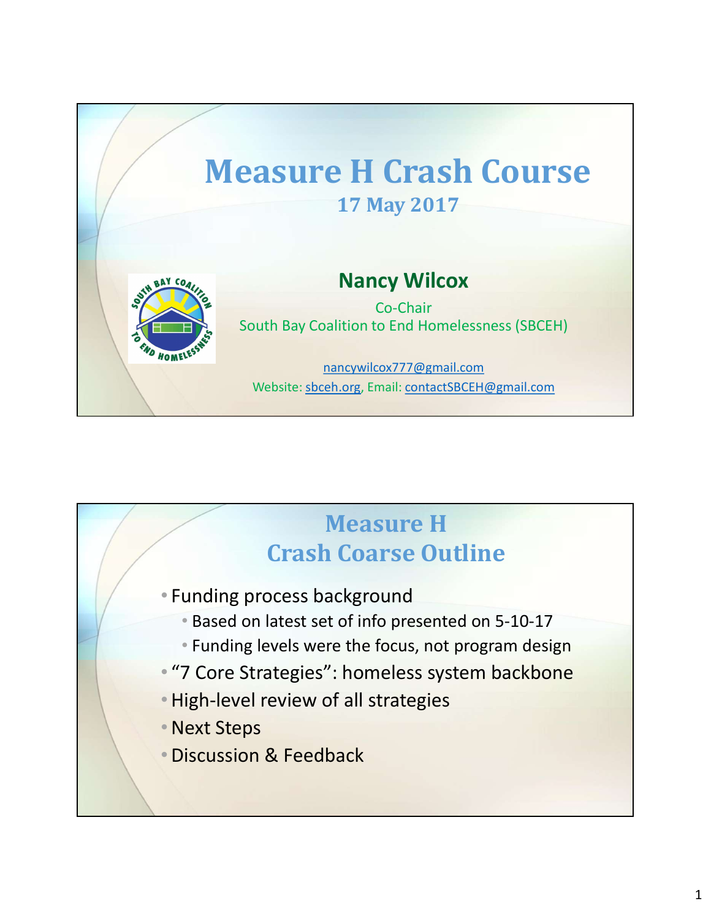# Measure H Crash Course

**17 May 2017**

**Nancy Wilcox**

Co-Chair

South Bay Coalition to End Homelessness (SBCEH)

nancywilcox777@gmail.com

Website: sbceh.org, Email: contactSBCEH@gmail.com

## Measure H
## Crash Coarse Outline

- Funding process background
  - Based on latest set of info presented on 5-10-17
  - Funding levels were the focus, not program design
- "7 Core Strategies": homeless system backbone
- High-level review of all strategies
- Next Steps
- Discussion & Feedback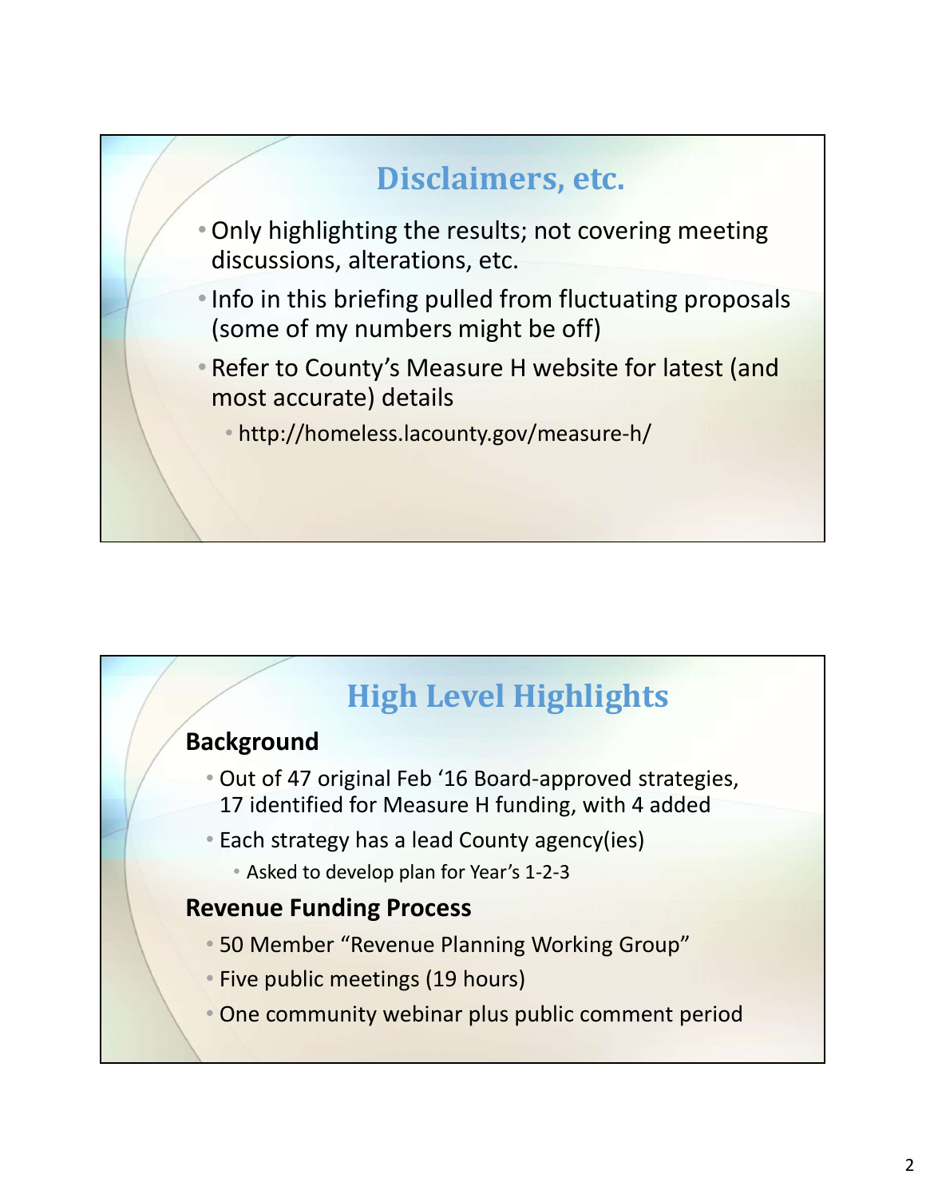## Disclaimers, etc.

- Only highlighting the results; not covering meeting discussions, alterations, etc.
- Info in this briefing pulled from fluctuating proposals (some of my numbers might be off)
- Refer to County's Measure H website for latest (and most accurate) details
  - http://homeless.lacounty.gov/measure-h/

## High Level Highlights

**Background**

- Out of 47 original Feb '16 Board-approved strategies, 17 identified for Measure H funding, with 4 added
- Each strategy has a lead County agency(ies)
  - Asked to develop plan for Year's 1-2-3

**Revenue Funding Process**

- 50 Member "Revenue Planning Working Group"
- Five public meetings (19 hours)
- One community webinar plus public comment period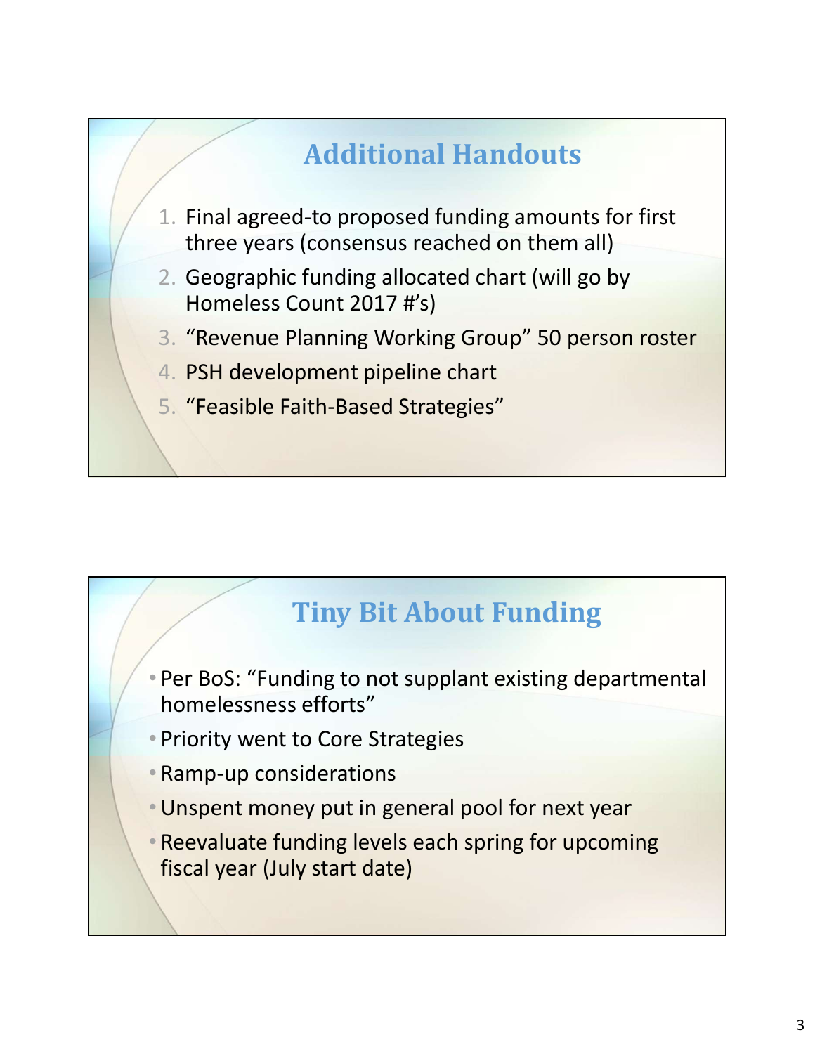## Additional Handouts

1. Final agreed-to proposed funding amounts for first three years (consensus reached on them all)
2. Geographic funding allocated chart (will go by Homeless Count 2017 #'s)
3. "Revenue Planning Working Group" 50 person roster
4. PSH development pipeline chart
5. "Feasible Faith-Based Strategies"

## Tiny Bit About Funding

- Per BoS: "Funding to not supplant existing departmental homelessness efforts"
- Priority went to Core Strategies
- Ramp-up considerations
- Unspent money put in general pool for next year
- Reevaluate funding levels each spring for upcoming fiscal year (July start date)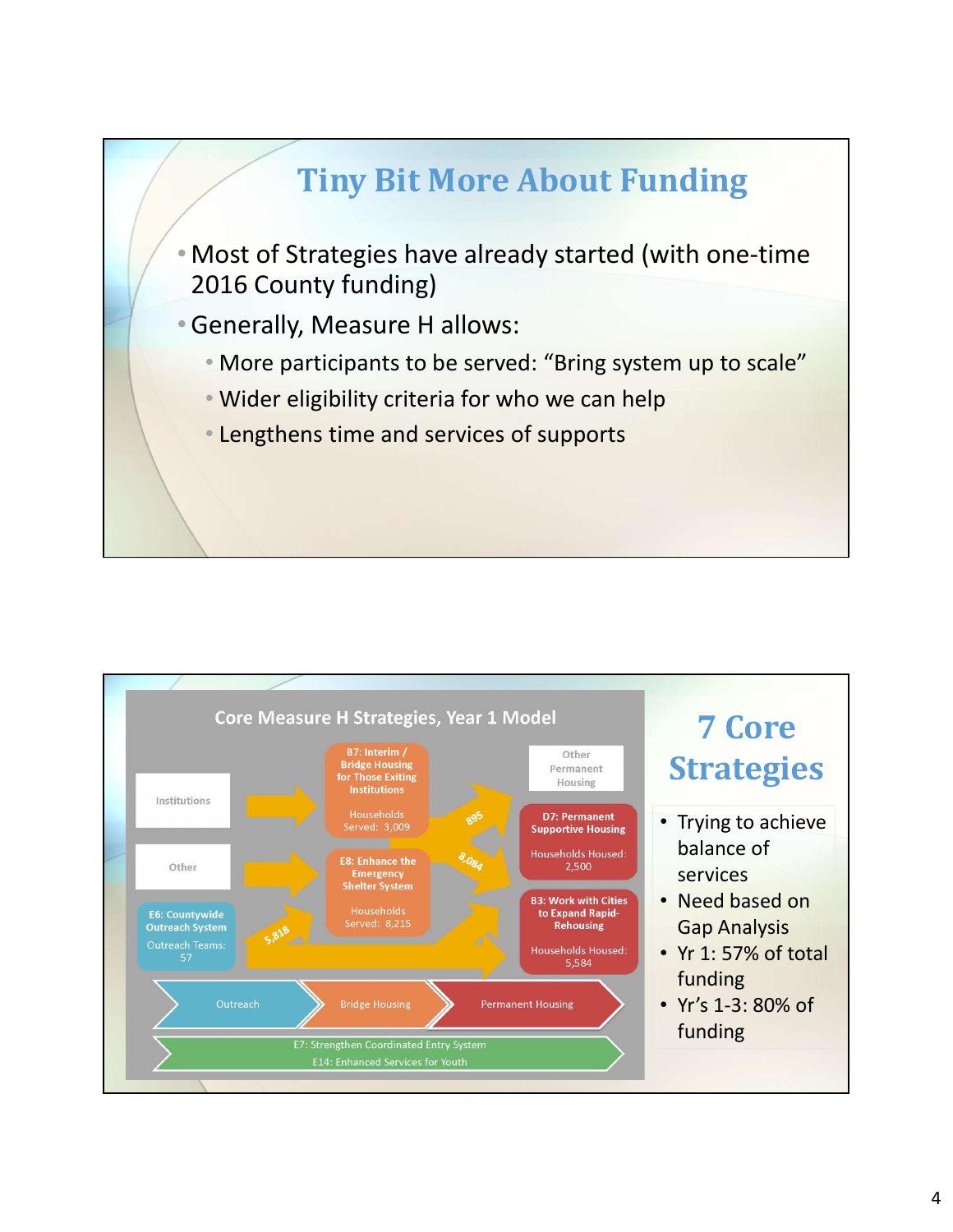# Tiny Bit More About Funding

- Most of Strategies have already started (with one-time 2016 County funding)
- Generally, Measure H allows:
  - More participants to be served: “Bring system up to scale”
  - Wider eligibility criteria for who we can help
  - Lengthens time and services of supports

---

**Core Measure H Strategies, Year 1 Model**

- Institutions → B7: Interim / Bridge Housing for Those Exiting Institutions — Households Served: 3,009
- Other → E8: Enhance the Emergency Shelter System — Households Served: 8,215
- E6: Countywide Outreach System — Outreach Teams: 57
- 895 → Other Permanent Housing
- 8,084 → D7: Permanent Supportive Housing — Households Housed: 2,500
- 5,818 → B3: Work with Cities to Expand Rapid-Rehousing — Households Housed: 5,584

Outreach → Bridge Housing → Permanent Housing

E7: Strengthen Coordinated Entry System
E14: Enhanced Services for Youth

# 7 Core Strategies

- Trying to achieve balance of services
- Need based on Gap Analysis
- Yr 1: 57% of total funding
- Yr’s 1-3: 80% of funding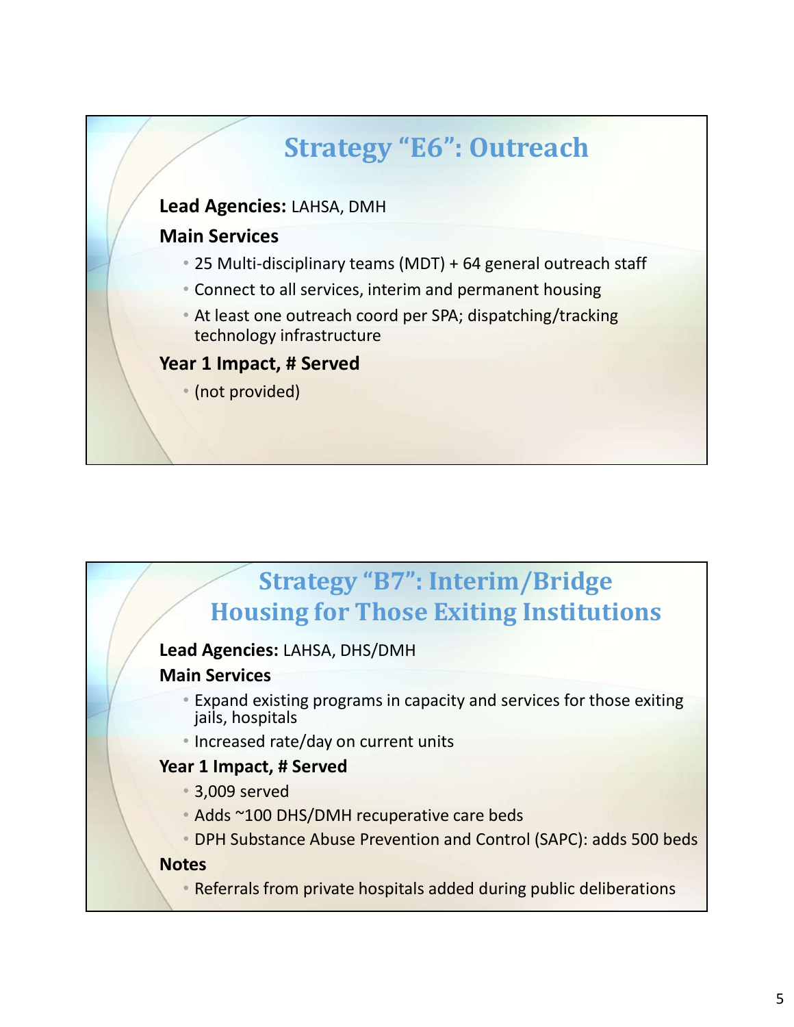## Strategy "E6": Outreach

**Lead Agencies:** LAHSA, DMH

**Main Services**

- 25 Multi-disciplinary teams (MDT) + 64 general outreach staff
- Connect to all services, interim and permanent housing
- At least one outreach coord per SPA; dispatching/tracking technology infrastructure

**Year 1 Impact, # Served**

- (not provided)

## Strategy "B7": Interim/Bridge Housing for Those Exiting Institutions

**Lead Agencies:** LAHSA, DHS/DMH

**Main Services**

- Expand existing programs in capacity and services for those exiting jails, hospitals
- Increased rate/day on current units

**Year 1 Impact, # Served**

- 3,009 served
- Adds ~100 DHS/DMH recuperative care beds
- DPH Substance Abuse Prevention and Control (SAPC): adds 500 beds

**Notes**

- Referrals from private hospitals added during public deliberations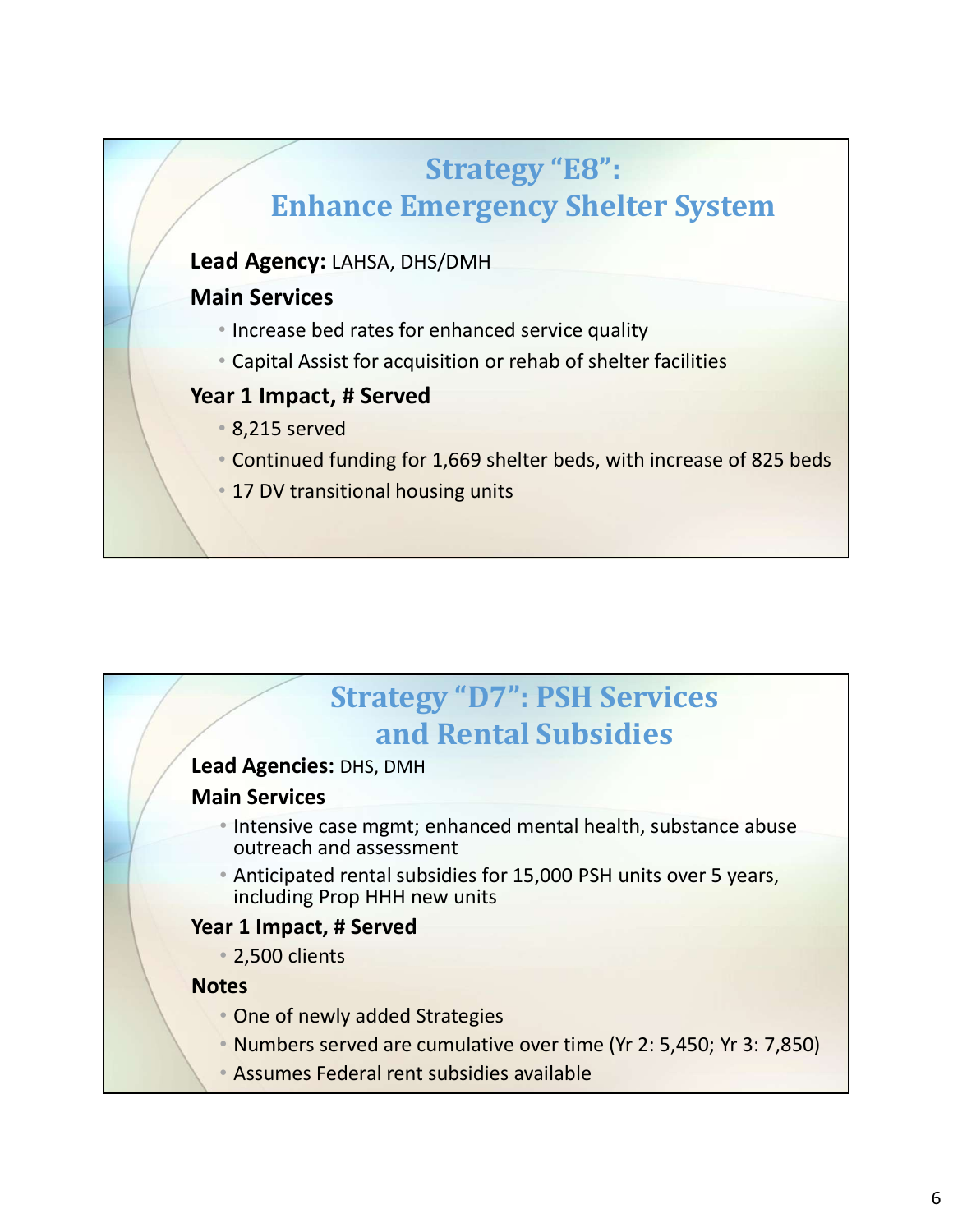## Strategy “E8”: Enhance Emergency Shelter System

**Lead Agency:** LAHSA, DHS/DMH

**Main Services**

- Increase bed rates for enhanced service quality
- Capital Assist for acquisition or rehab of shelter facilities

**Year 1 Impact, # Served**

- 8,215 served
- Continued funding for 1,669 shelter beds, with increase of 825 beds
- 17 DV transitional housing units

## Strategy “D7”: PSH Services and Rental Subsidies

**Lead Agencies:** DHS, DMH

**Main Services**

- Intensive case mgmt; enhanced mental health, substance abuse outreach and assessment
- Anticipated rental subsidies for 15,000 PSH units over 5 years, including Prop HHH new units

**Year 1 Impact, # Served**

- 2,500 clients

**Notes**

- One of newly added Strategies
- Numbers served are cumulative over time (Yr 2: 5,450; Yr 3: 7,850)
- Assumes Federal rent subsidies available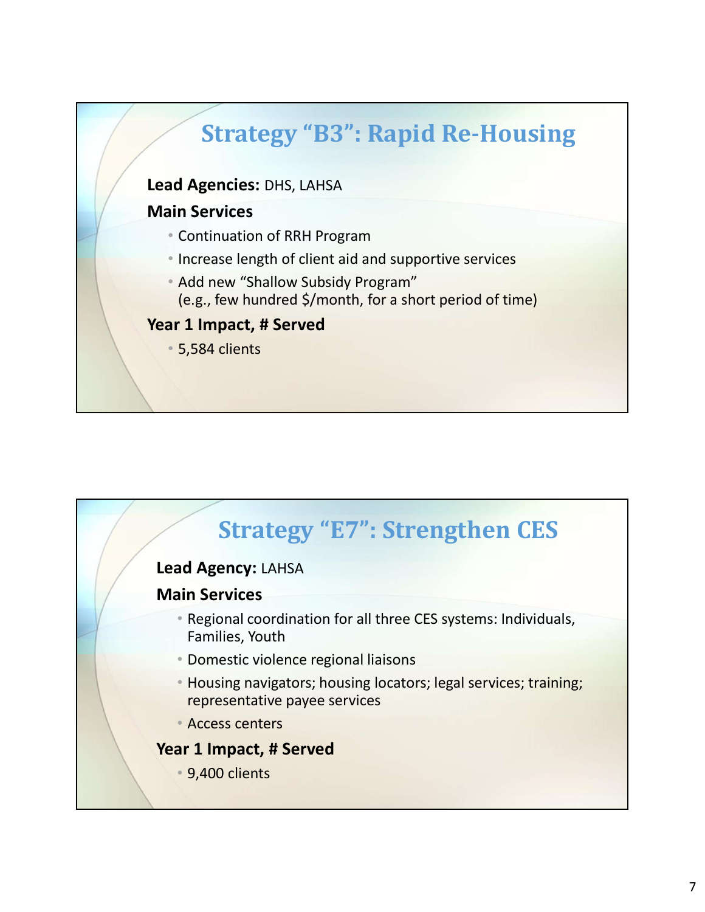## Strategy “B3”: Rapid Re-Housing

**Lead Agencies:** DHS, LAHSA

**Main Services**

- Continuation of RRH Program
- Increase length of client aid and supportive services
- Add new “Shallow Subsidy Program”
  (e.g., few hundred $/month, for a short period of time)

**Year 1 Impact, # Served**

- 5,584 clients

## Strategy “E7”: Strengthen CES

**Lead Agency:** LAHSA

**Main Services**

- Regional coordination for all three CES systems: Individuals, Families, Youth
- Domestic violence regional liaisons
- Housing navigators; housing locators; legal services; training; representative payee services
- Access centers

**Year 1 Impact, # Served**

- 9,400 clients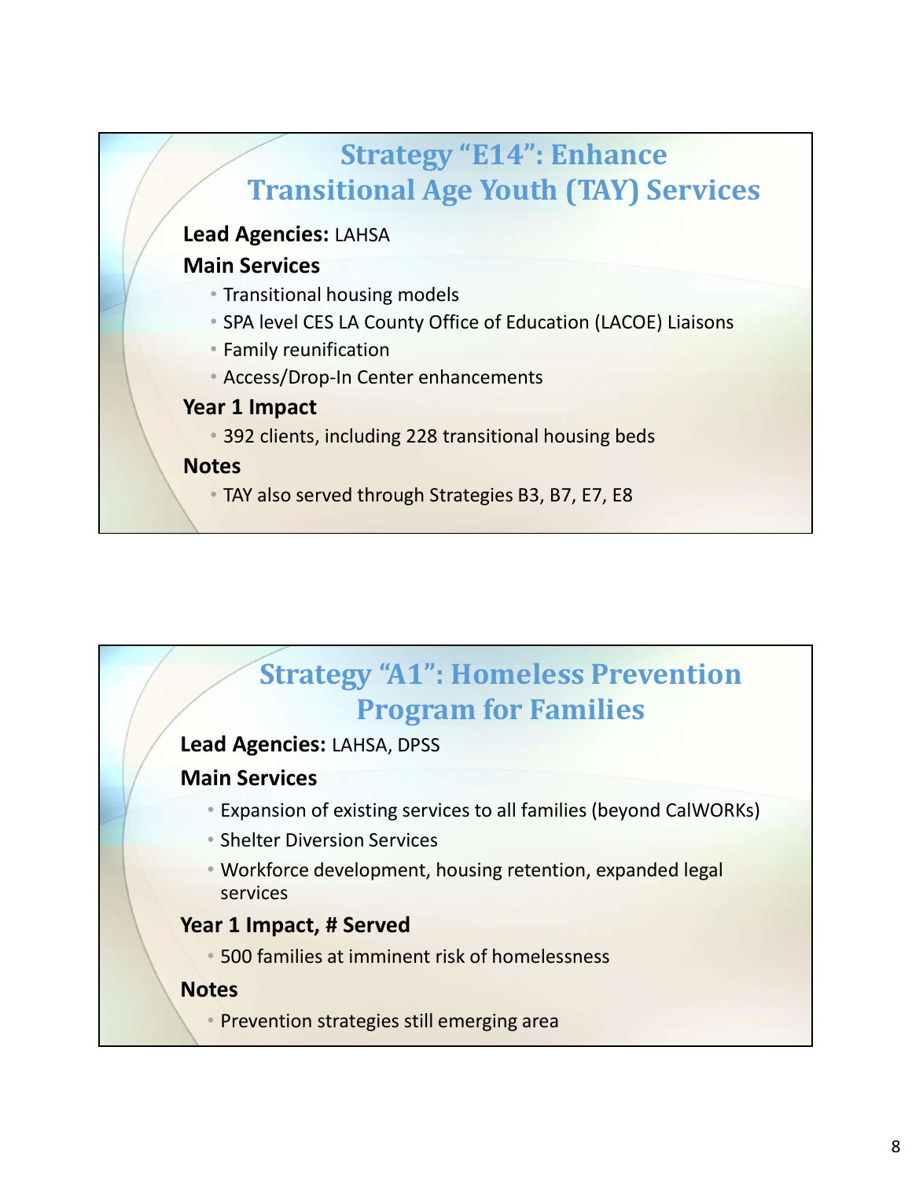## Strategy “E14”: Enhance Transitional Age Youth (TAY) Services

**Lead Agencies:** LAHSA

**Main Services**

- Transitional housing models
- SPA level CES LA County Office of Education (LACOE) Liaisons
- Family reunification
- Access/Drop-In Center enhancements

**Year 1 Impact**

- 392 clients, including 228 transitional housing beds

**Notes**

- TAY also served through Strategies B3, B7, E7, E8

## Strategy “A1”: Homeless Prevention Program for Families

**Lead Agencies:** LAHSA, DPSS

**Main Services**

- Expansion of existing services to all families (beyond CalWORKs)
- Shelter Diversion Services
- Workforce development, housing retention, expanded legal services

**Year 1 Impact, # Served**

- 500 families at imminent risk of homelessness

**Notes**

- Prevention strategies still emerging area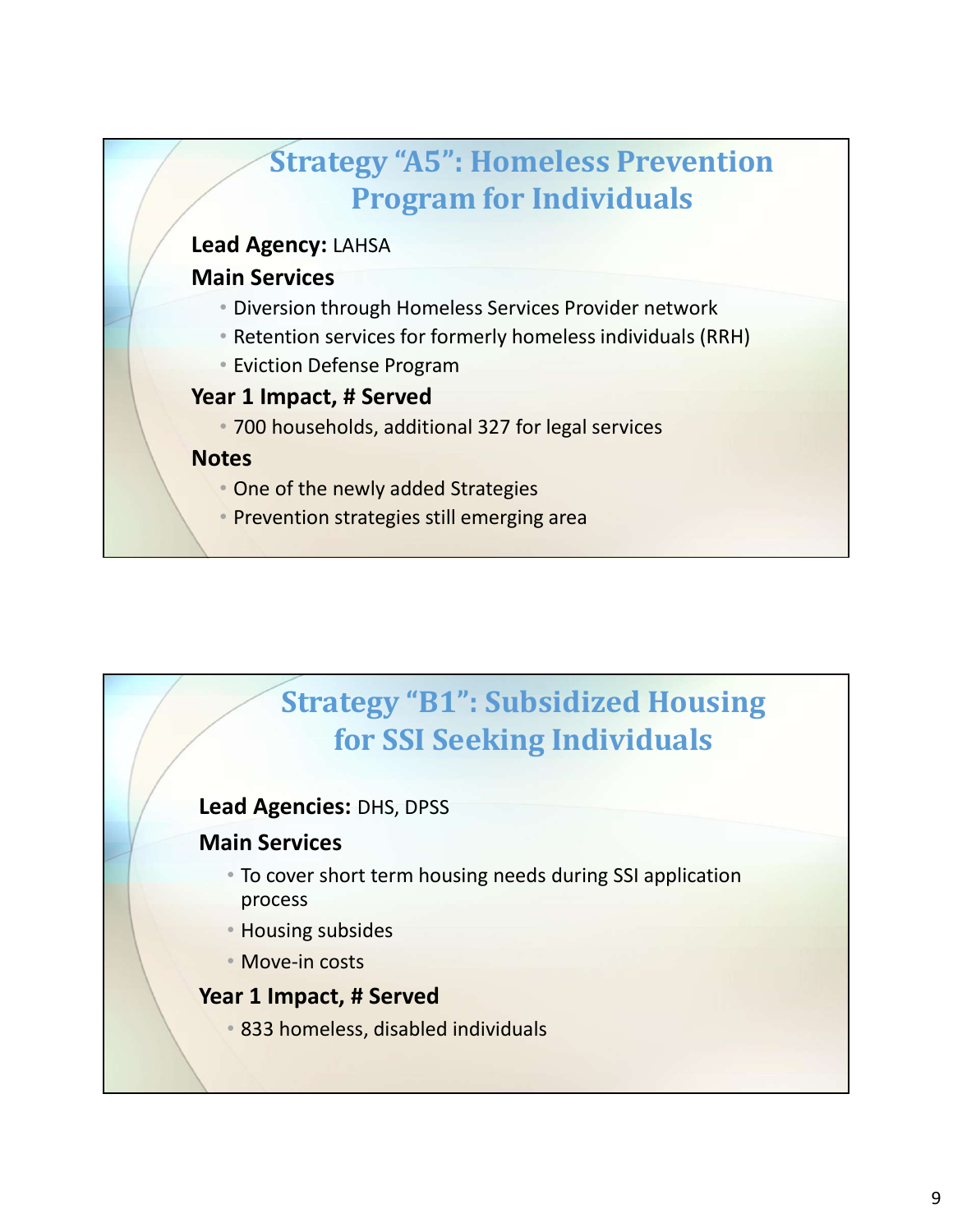## Strategy "A5": Homeless Prevention Program for Individuals

**Lead Agency:** LAHSA

**Main Services**

- Diversion through Homeless Services Provider network
- Retention services for formerly homeless individuals (RRH)
- Eviction Defense Program

**Year 1 Impact, # Served**

- 700 households, additional 327 for legal services

**Notes**

- One of the newly added Strategies
- Prevention strategies still emerging area

## Strategy "B1": Subsidized Housing for SSI Seeking Individuals

**Lead Agencies:** DHS, DPSS

**Main Services**

- To cover short term housing needs during SSI application process
- Housing subsides
- Move-in costs

**Year 1 Impact, # Served**

- 833 homeless, disabled individuals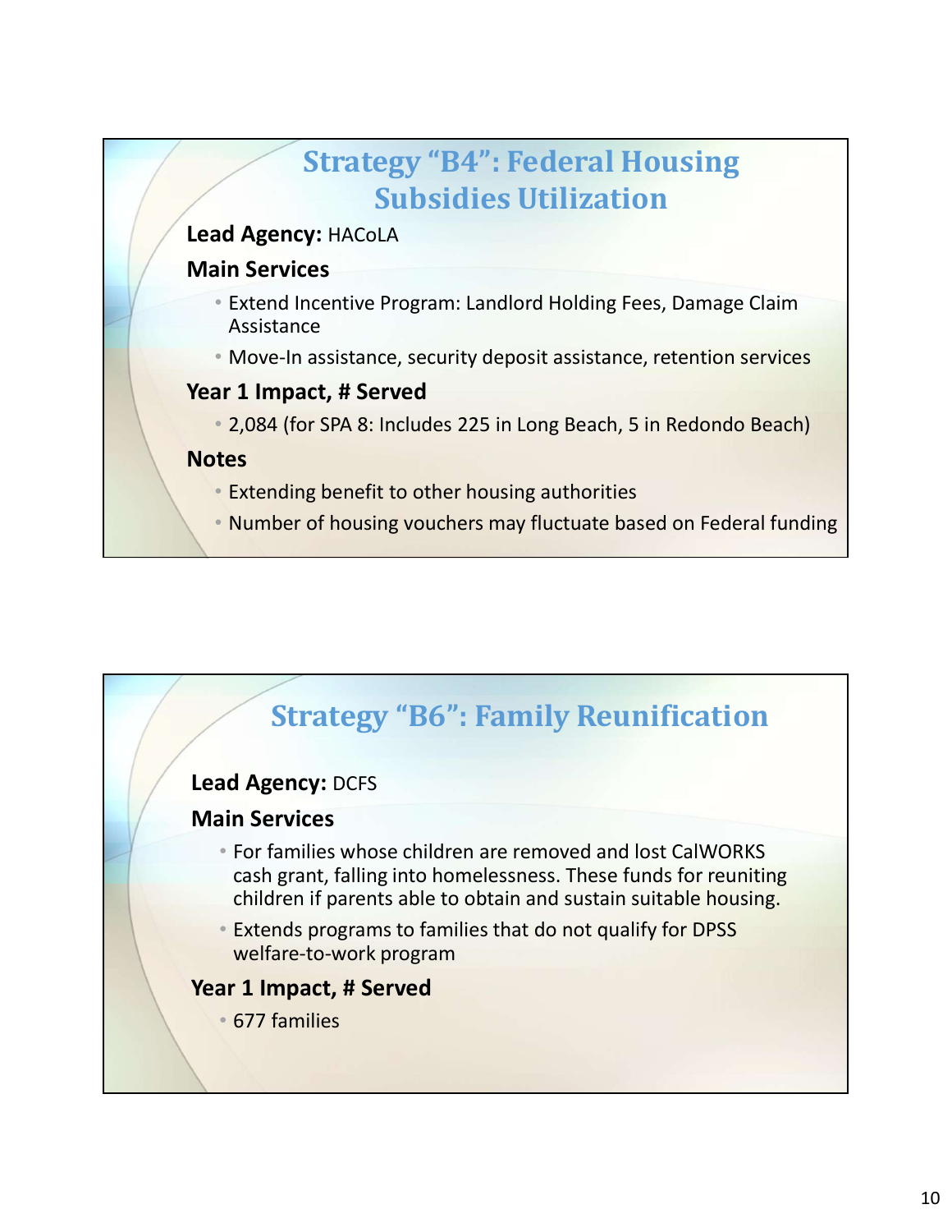## Strategy "B4": Federal Housing Subsidies Utilization

**Lead Agency:** HACoLA

**Main Services**

- Extend Incentive Program: Landlord Holding Fees, Damage Claim Assistance
- Move-In assistance, security deposit assistance, retention services

**Year 1 Impact, # Served**

- 2,084 (for SPA 8: Includes 225 in Long Beach, 5 in Redondo Beach)

**Notes**

- Extending benefit to other housing authorities
- Number of housing vouchers may fluctuate based on Federal funding

## Strategy "B6": Family Reunification

**Lead Agency:** DCFS

**Main Services**

- For families whose children are removed and lost CalWORKS cash grant, falling into homelessness. These funds for reuniting children if parents able to obtain and sustain suitable housing.
- Extends programs to families that do not qualify for DPSS welfare-to-work program

**Year 1 Impact, # Served**

- 677 families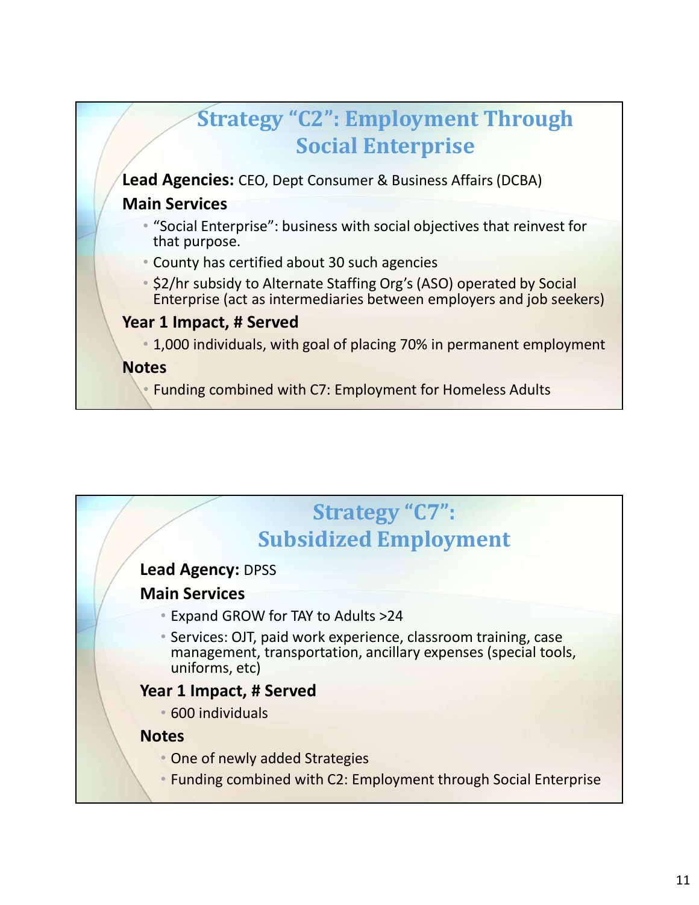## Strategy "C2": Employment Through Social Enterprise

**Lead Agencies:** CEO, Dept Consumer & Business Affairs (DCBA)

**Main Services**

- "Social Enterprise": business with social objectives that reinvest for that purpose.
- County has certified about 30 such agencies
- $2/hr subsidy to Alternate Staffing Org's (ASO) operated by Social Enterprise (act as intermediaries between employers and job seekers)

**Year 1 Impact, # Served**

- 1,000 individuals, with goal of placing 70% in permanent employment

**Notes**

- Funding combined with C7: Employment for Homeless Adults

## Strategy "C7": Subsidized Employment

**Lead Agency:** DPSS

**Main Services**

- Expand GROW for TAY to Adults >24
- Services: OJT, paid work experience, classroom training, case management, transportation, ancillary expenses (special tools, uniforms, etc)

**Year 1 Impact, # Served**

- 600 individuals

**Notes**

- One of newly added Strategies
- Funding combined with C2: Employment through Social Enterprise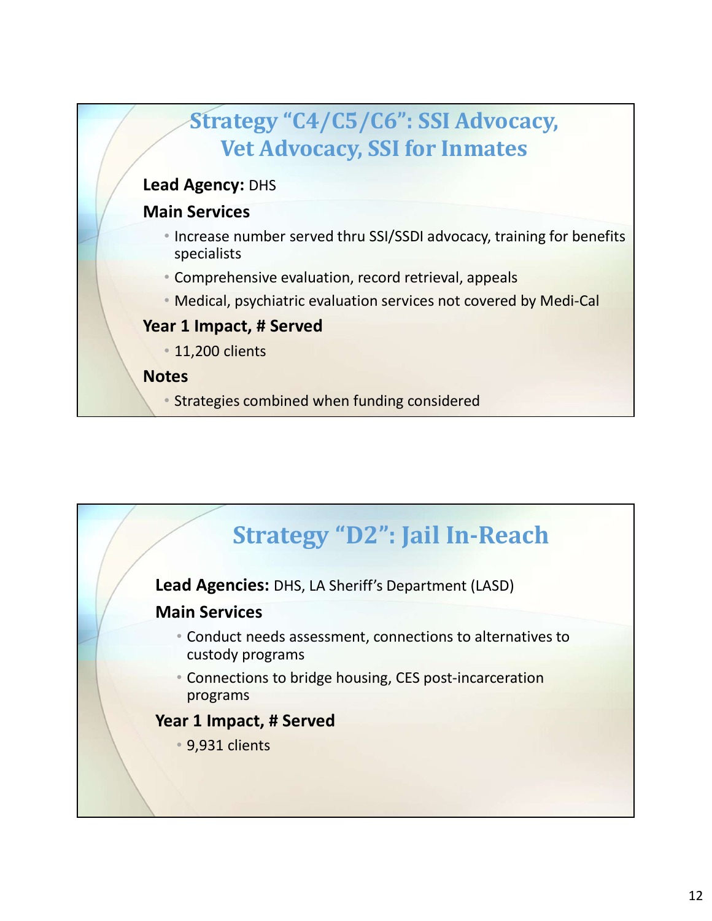## Strategy “C4/C5/C6”: SSI Advocacy, Vet Advocacy, SSI for Inmates

**Lead Agency:** DHS

**Main Services**

- Increase number served thru SSI/SSDI advocacy, training for benefits specialists
- Comprehensive evaluation, record retrieval, appeals
- Medical, psychiatric evaluation services not covered by Medi-Cal

**Year 1 Impact, # Served**

- 11,200 clients

**Notes**

- Strategies combined when funding considered

## Strategy “D2”: Jail In-Reach

**Lead Agencies:** DHS, LA Sheriff’s Department (LASD)

**Main Services**

- Conduct needs assessment, connections to alternatives to custody programs
- Connections to bridge housing, CES post-incarceration programs

**Year 1 Impact, # Served**

- 9,931 clients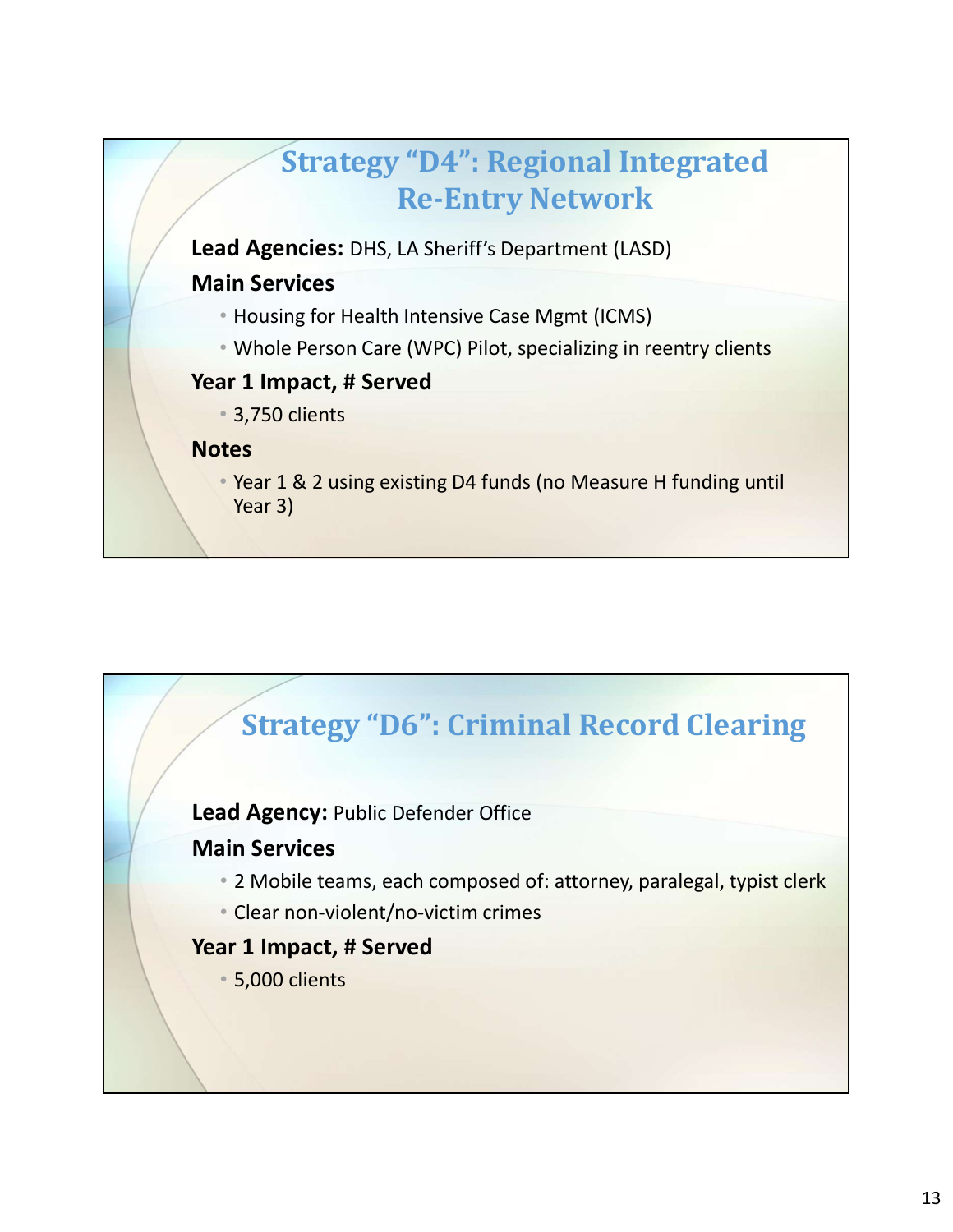## Strategy “D4”: Regional Integrated Re-Entry Network

**Lead Agencies:** DHS, LA Sheriff’s Department (LASD)

**Main Services**

- Housing for Health Intensive Case Mgmt (ICMS)
- Whole Person Care (WPC) Pilot, specializing in reentry clients

**Year 1 Impact, # Served**

- 3,750 clients

**Notes**

- Year 1 & 2 using existing D4 funds (no Measure H funding until Year 3)

## Strategy “D6”: Criminal Record Clearing

**Lead Agency:** Public Defender Office

**Main Services**

- 2 Mobile teams, each composed of: attorney, paralegal, typist clerk
- Clear non-violent/no-victim crimes

**Year 1 Impact, # Served**

- 5,000 clients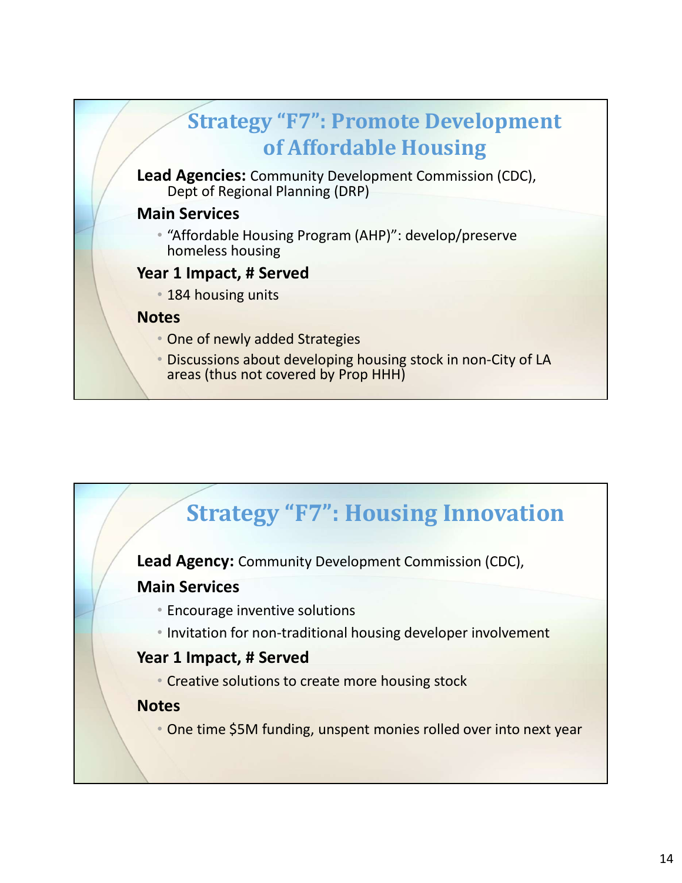## Strategy "F7": Promote Development of Affordable Housing

**Lead Agencies:** Community Development Commission (CDC), Dept of Regional Planning (DRP)

**Main Services**

- "Affordable Housing Program (AHP)": develop/preserve homeless housing

**Year 1 Impact, # Served**

- 184 housing units

**Notes**

- One of newly added Strategies
- Discussions about developing housing stock in non-City of LA areas (thus not covered by Prop HHH)

## Strategy "F7": Housing Innovation

**Lead Agency:** Community Development Commission (CDC),

**Main Services**

- Encourage inventive solutions
- Invitation for non-traditional housing developer involvement

**Year 1 Impact, # Served**

- Creative solutions to create more housing stock

**Notes**

- One time $5M funding, unspent monies rolled over into next year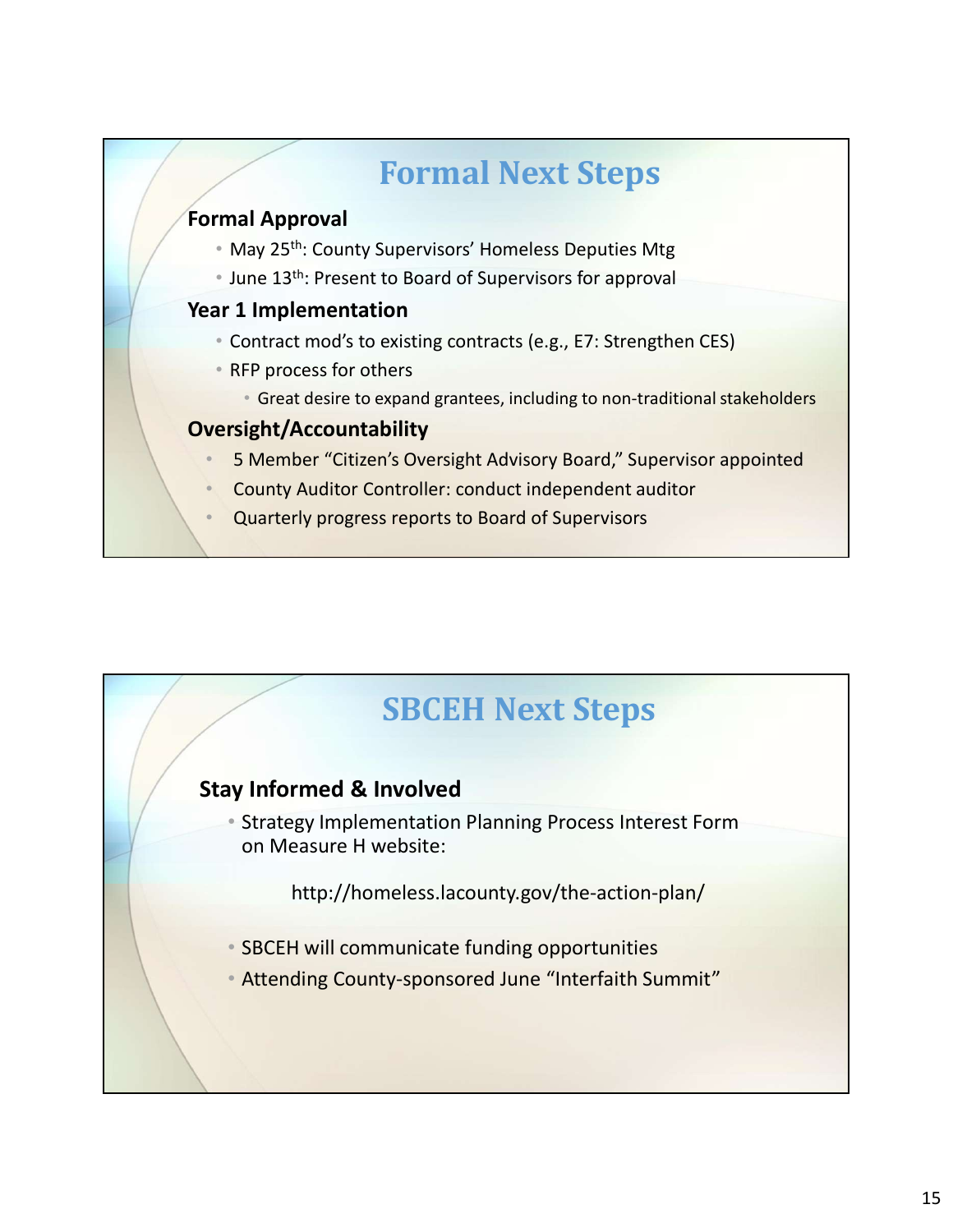## Formal Next Steps

**Formal Approval**

- May 25th: County Supervisors' Homeless Deputies Mtg
- June 13th: Present to Board of Supervisors for approval

**Year 1 Implementation**

- Contract mod's to existing contracts (e.g., E7: Strengthen CES)
- RFP process for others
  - Great desire to expand grantees, including to non-traditional stakeholders

**Oversight/Accountability**

- 5 Member "Citizen's Oversight Advisory Board," Supervisor appointed
- County Auditor Controller: conduct independent auditor
- Quarterly progress reports to Board of Supervisors

## SBCEH Next Steps

**Stay Informed & Involved**

- Strategy Implementation Planning Process Interest Form on Measure H website:

  http://homeless.lacounty.gov/the-action-plan/

- SBCEH will communicate funding opportunities
- Attending County-sponsored June "Interfaith Summit"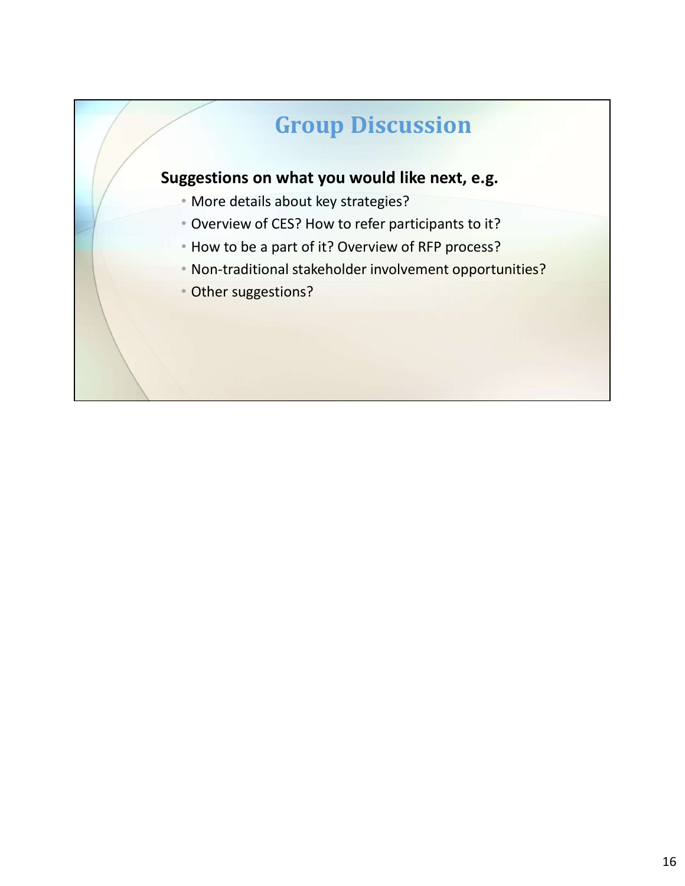# Group Discussion

**Suggestions on what you would like next, e.g.**

- More details about key strategies?
- Overview of CES? How to refer participants to it?
- How to be a part of it? Overview of RFP process?
- Non-traditional stakeholder involvement opportunities?
- Other suggestions?